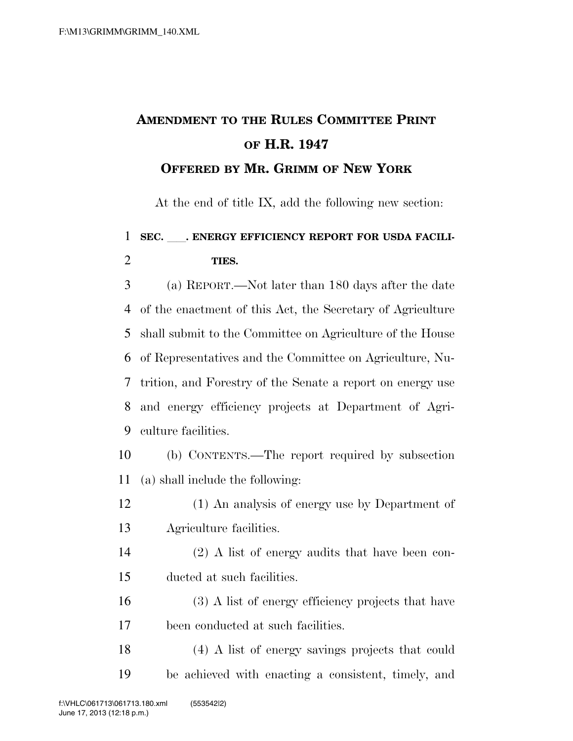# AMENDMENT TO THE RULES COMMITTEE PRINT OF H.R. 1947

## OFFERED BY MR. GRIMM OF NEW YORK

At the end of title IX, add the following new section:

**SEC. ___. ENERGY EFFICIENCY REPORT FOR USDA FACILITIES.**

(a) REPORT.—Not later than 180 days after the date of the enactment of this Act, the Secretary of Agriculture shall submit to the Committee on Agriculture of the House of Representatives and the Committee on Agriculture, Nutrition, and Forestry of the Senate a report on energy use and energy efficiency projects at Department of Agriculture facilities.

(b) CONTENTS.—The report required by subsection (a) shall include the following:

(1) An analysis of energy use by Department of Agriculture facilities.

(2) A list of energy audits that have been conducted at such facilities.

(3) A list of energy efficiency projects that have been conducted at such facilities.

(4) A list of energy savings projects that could be achieved with enacting a consistent, timely, and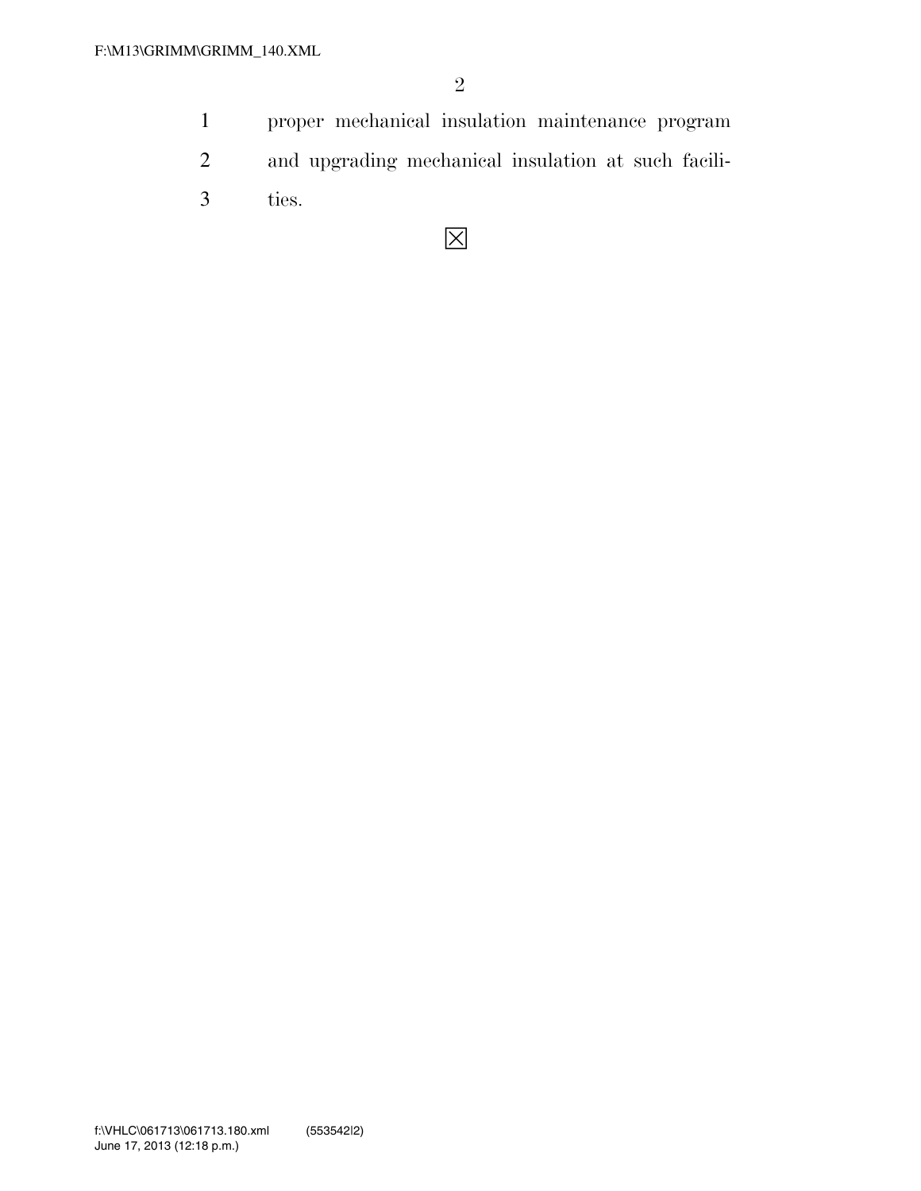proper mechanical insulation maintenance program and upgrading mechanical insulation at such facilities.